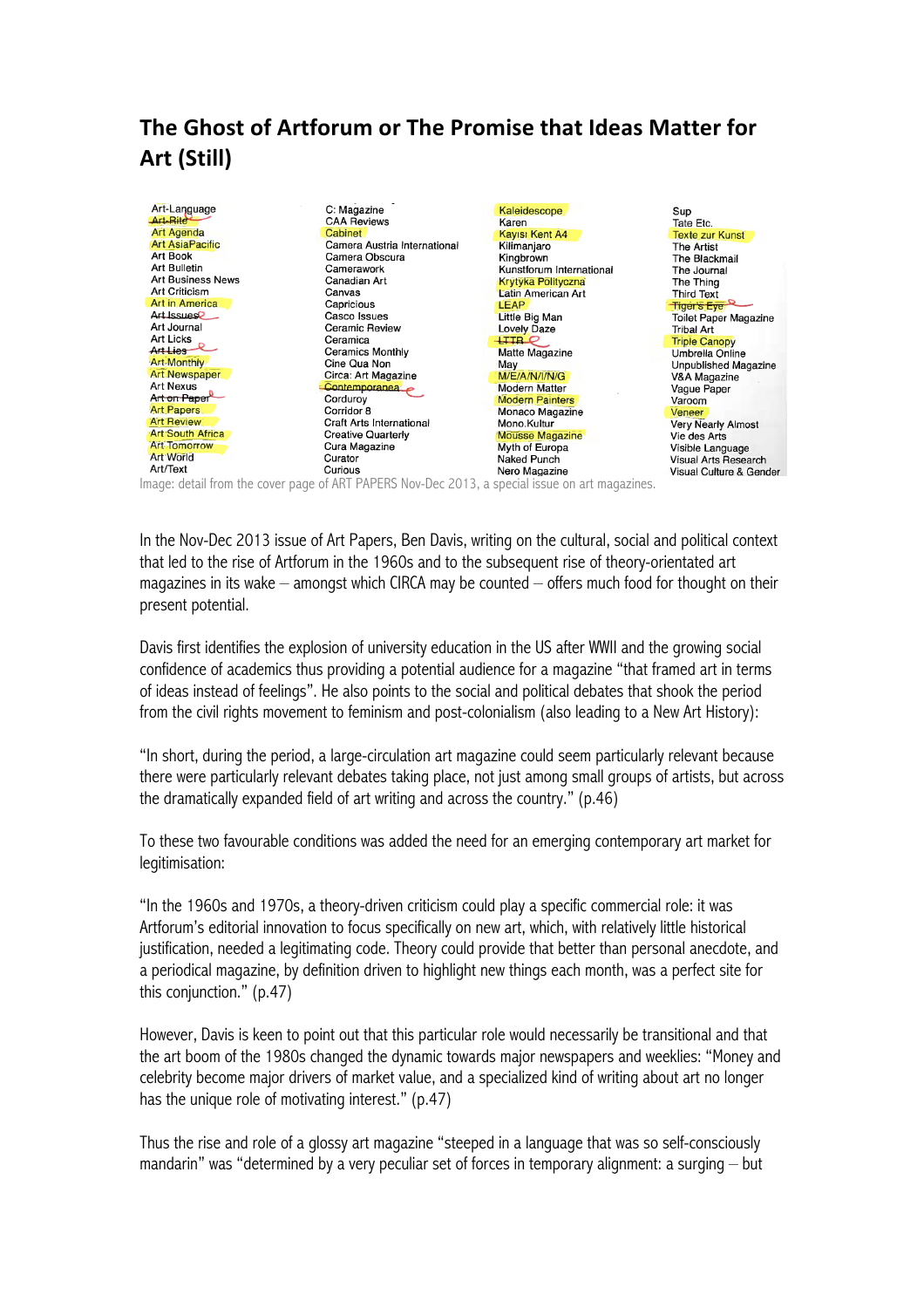# The Ghost of Artforum or The Promise that Ideas Matter for Art (Still)

| | | | |
|---|---|---|---|
| Art-Language | C: Magazine | Kaleidescope | Sup |
| Art-Rite | CAA Reviews | Karen | Tate Etc. |
| Art Agenda | Cabinet | Kayısı Kent A4 | Texte zur Kunst |
| Art AsiaPacific | Camera Austria International | Kilimanjaro | The Artist |
| Art Book | Camera Obscura | Kingbrown | The Blackmail |
| Art Bulletin | Camerawork | Kunstforum International | The Journal |
| Art Business News | Canadian Art | Krytyka Polityczna | The Thing |
| Art Criticism | Canvas | Latin American Art | Third Text |
| Art in America | Capricious | LEAP | Tiger's Eye |
| Art Issues | Casco Issues | Little Big Man | Toilet Paper Magazine |
| Art Journal | Ceramic Review | Lovely Daze | Tribal Art |
| Art Licks | Ceramica | LTTR | Triple Canopy |
| Art Lies | Ceramics Monthly | Matte Magazine | Umbrella Online |
| Art Monthly | Cine Qua Non | May | Unpublished Magazine |
| Art Newspaper | Circa: Art Magazine | M/E/A/N/I/N/G | V&A Magazine |
| Art Nexus | Contemporanea | Modern Matter | Vague Paper |
| Art on Paper | Corduroy | Modern Painters | Varoom |
| Art Papers | Corridor 8 | Monaco Magazine | Veneer |
| Art Review | Craft Arts International | Mono.Kultur | Very Nearly Almost |
| Art South Africa | Creative Quarterly | Mousse Magazine | Vie des Arts |
| Art Tomorrow | Cura Magazine | Myth of Europa | Visible Language |
| Art World | Curator | Naked Punch | Visual Arts Research |
| Art/Text | Curious | Nero Magazine | Visual Culture & Gender |

Image: detail from the cover page of ART PAPERS Nov-Dec 2013, a special issue on art magazines.

In the Nov-Dec 2013 issue of Art Papers, Ben Davis, writing on the cultural, social and political context that led to the rise of Artforum in the 1960s and to the subsequent rise of theory-orientated art magazines in its wake – amongst which CIRCA may be counted – offers much food for thought on their present potential.

Davis first identifies the explosion of university education in the US after WWII and the growing social confidence of academics thus providing a potential audience for a magazine "that framed art in terms of ideas instead of feelings". He also points to the social and political debates that shook the period from the civil rights movement to feminism and post-colonialism (also leading to a New Art History):

"In short, during the period, a large-circulation art magazine could seem particularly relevant because there were particularly relevant debates taking place, not just among small groups of artists, but across the dramatically expanded field of art writing and across the country." (p.46)

To these two favourable conditions was added the need for an emerging contemporary art market for legitimisation:

"In the 1960s and 1970s, a theory-driven criticism could play a specific commercial role: it was Artforum's editorial innovation to focus specifically on new art, which, with relatively little historical justification, needed a legitimating code. Theory could provide that better than personal anecdote, and a periodical magazine, by definition driven to highlight new things each month, was a perfect site for this conjunction." (p.47)

However, Davis is keen to point out that this particular role would necessarily be transitional and that the art boom of the 1980s changed the dynamic towards major newspapers and weeklies: "Money and celebrity become major drivers of market value, and a specialized kind of writing about art no longer has the unique role of motivating interest." (p.47)

Thus the rise and role of a glossy art magazine "steeped in a language that was so self-consciously mandarin" was "determined by a very peculiar set of forces in temporary alignment: a surging – but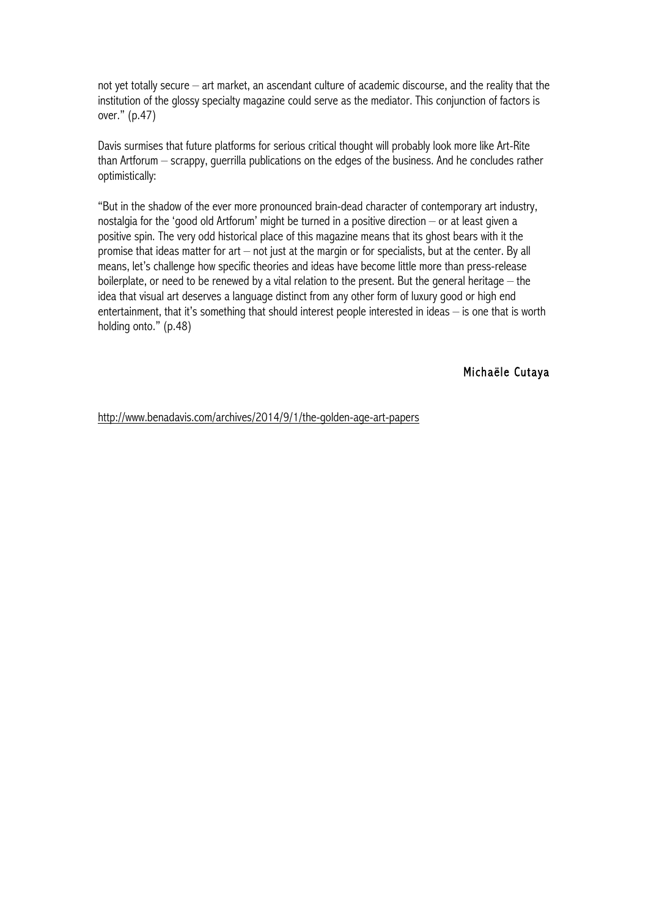not yet totally secure – art market, an ascendant culture of academic discourse, and the reality that the institution of the glossy specialty magazine could serve as the mediator. This conjunction of factors is over." (p.47)

Davis surmises that future platforms for serious critical thought will probably look more like Art-Rite than Artforum – scrappy, guerrilla publications on the edges of the business. And he concludes rather optimistically:

"But in the shadow of the ever more pronounced brain-dead character of contemporary art industry, nostalgia for the 'good old Artforum' might be turned in a positive direction – or at least given a positive spin. The very odd historical place of this magazine means that its ghost bears with it the promise that ideas matter for art – not just at the margin or for specialists, but at the center. By all means, let's challenge how specific theories and ideas have become little more than press-release boilerplate, or need to be renewed by a vital relation to the present. But the general heritage – the idea that visual art deserves a language distinct from any other form of luxury good or high end entertainment, that it's something that should interest people interested in ideas – is one that is worth holding onto." (p.48)

Michaële Cutaya

http://www.benadavis.com/archives/2014/9/1/the-golden-age-art-papers